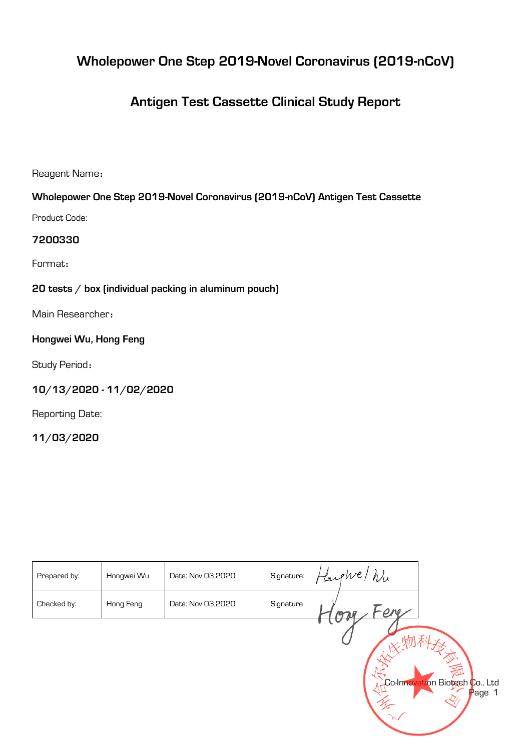# Wholepower One Step 2019-Novel Coronavirus (2019-nCoV)

# Antigen Test Cassette Clinical Study Report

Reagent Name：

**Wholepower One Step 2019-Novel Coronavirus (2019-nCoV) Antigen Test Cassette**

Product Code:

**7200330**

Format：

**20 tests / box (individual packing in aluminum pouch)**

Main Researcher：

**Hongwei Wu, Hong Feng**

Study Period：

**10/13/2020 - 11/02/2020**

Reporting Date:

**11/03/2020**

| Prepared by: | Hongwei Wu | Date: Nov 03,2020 | Signature: Hongwei Wu |
|---|---|---|---|
| Checked by: | Hong Feng | Date: Nov 03,2020 | Signature Hong Feng |

Co-Innovation Biotech Co., Ltd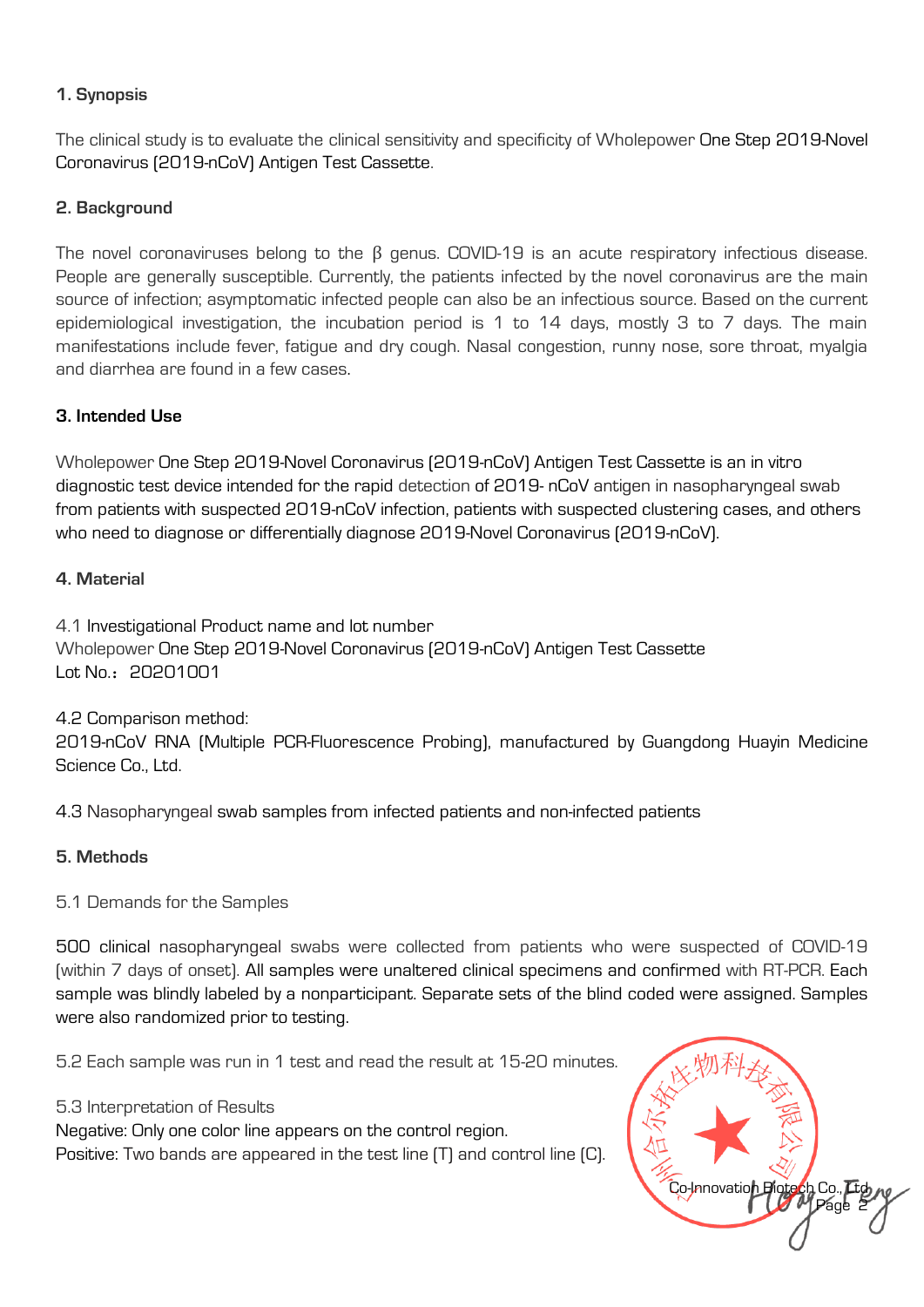## 1. Synopsis

The clinical study is to evaluate the clinical sensitivity and specificity of Wholepower One Step 2019-Novel Coronavirus (2019-nCoV) Antigen Test Cassette.

## 2. Background

The novel coronaviruses belong to the β genus. COVID-19 is an acute respiratory infectious disease. People are generally susceptible. Currently, the patients infected by the novel coronavirus are the main source of infection; asymptomatic infected people can also be an infectious source. Based on the current epidemiological investigation, the incubation period is 1 to 14 days, mostly 3 to 7 days. The main manifestations include fever, fatigue and dry cough. Nasal congestion, runny nose, sore throat, myalgia and diarrhea are found in a few cases.

## 3. Intended Use

Wholepower One Step 2019-Novel Coronavirus (2019-nCoV) Antigen Test Cassette is an in vitro diagnostic test device intended for the rapid detection of 2019- nCoV antigen in nasopharyngeal swab from patients with suspected 2019-nCoV infection, patients with suspected clustering cases, and others who need to diagnose or differentially diagnose 2019-Novel Coronavirus (2019-nCoV).

## 4. Material

4.1 Investigational Product name and lot number
Wholepower One Step 2019-Novel Coronavirus (2019-nCoV) Antigen Test Cassette
Lot No.：20201001

4.2 Comparison method:
2019-nCoV RNA (Multiple PCR-Fluorescence Probing), manufactured by Guangdong Huayin Medicine Science Co., Ltd.

4.3 Nasopharyngeal swab samples from infected patients and non-infected patients

## 5. Methods

5.1 Demands for the Samples

500 clinical nasopharyngeal swabs were collected from patients who were suspected of COVID-19 (within 7 days of onset). All samples were unaltered clinical specimens and confirmed with RT-PCR. Each sample was blindly labeled by a nonparticipant. Separate sets of the blind coded were assigned. Samples were also randomized prior to testing.

5.2 Each sample was run in 1 test and read the result at 15-20 minutes.

5.3 Interpretation of Results
Negative: Only one color line appears on the control region.
Positive: Two bands are appeared in the test line (T) and control line (C).

Co-Innovation Biotech Co., Ltd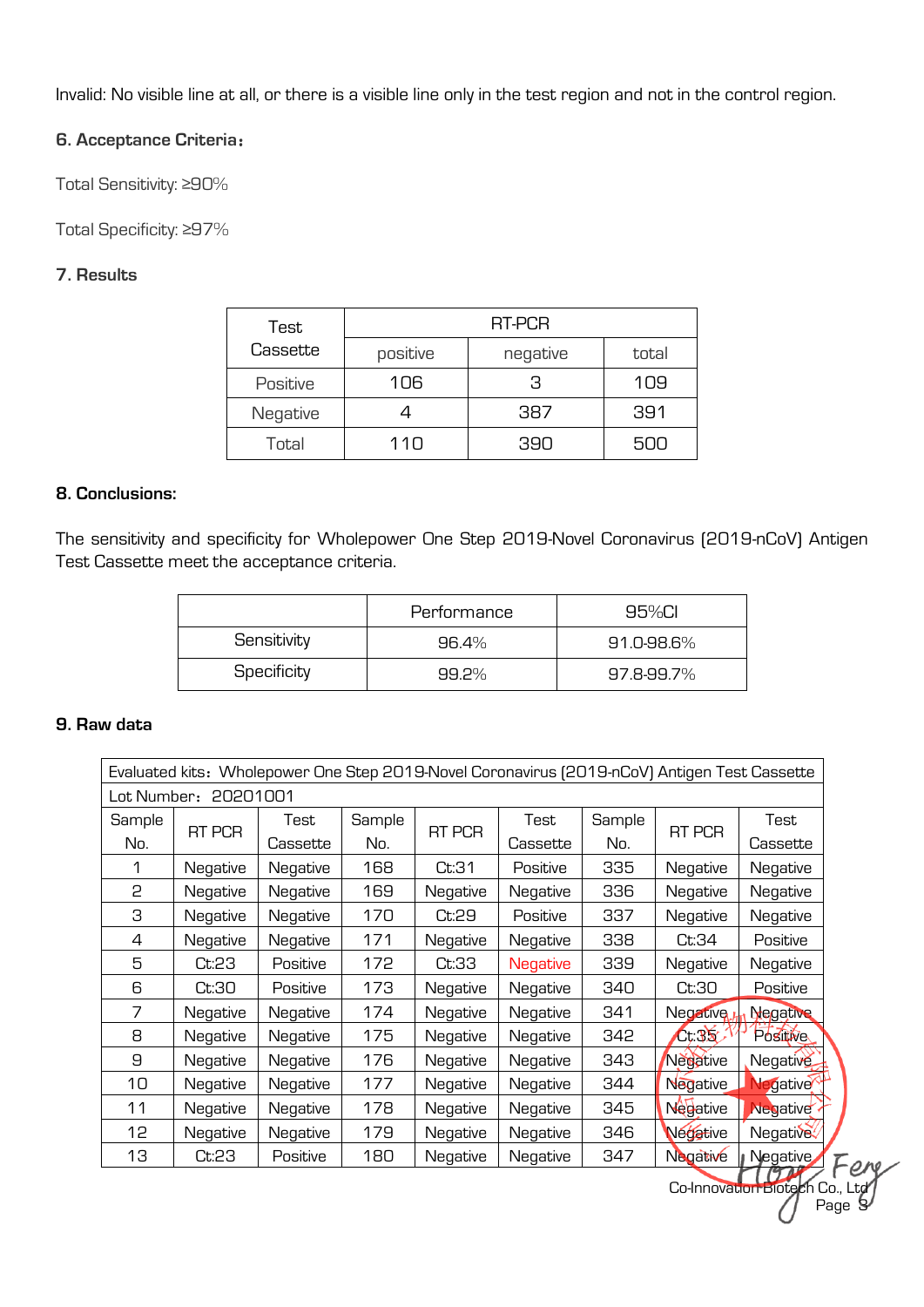Invalid: No visible line at all, or there is a visible line only in the test region and not in the control region.

### 6. Acceptance Criteria：

Total Sensitivity: ≥90%

Total Specificity: ≥97%

### 7. Results

| Test Cassette | RT-PCR | | |
|---|---|---|---|
| | positive | negative | total |
| Positive | 106 | 3 | 109 |
| Negative | 4 | 387 | 391 |
| Total | 110 | 390 | 500 |

### 8. Conclusions:

The sensitivity and specificity for Wholepower One Step 2019-Novel Coronavirus (2019-nCoV) Antigen Test Cassette meet the acceptance criteria.

| | Performance | 95%CI |
|---|---|---|
| Sensitivity | 96.4% | 91.0-98.6% |
| Specificity | 99.2% | 97.8-99.7% |

### 9. Raw data

| Evaluated kits：Wholepower One Step 2019-Novel Coronavirus (2019-nCoV) Antigen Test Cassette | | | | | | | | |
|---|---|---|---|---|---|---|---|---|
| Lot Number：20201001 | | | | | | | | |
| Sample No. | RT PCR | Test Cassette | Sample No. | RT PCR | Test Cassette | Sample No. | RT PCR | Test Cassette |
| 1 | Negative | Negative | 168 | Ct:31 | Positive | 335 | Negative | Negative |
| 2 | Negative | Negative | 169 | Negative | Negative | 336 | Negative | Negative |
| 3 | Negative | Negative | 170 | Ct:29 | Positive | 337 | Negative | Negative |
| 4 | Negative | Negative | 171 | Negative | Negative | 338 | Ct:34 | Positive |
| 5 | Ct:23 | Positive | 172 | Ct:33 | Negative | 339 | Negative | Negative |
| 6 | Ct:30 | Positive | 173 | Negative | Negative | 340 | Ct:30 | Positive |
| 7 | Negative | Negative | 174 | Negative | Negative | 341 | Negative | Negative |
| 8 | Negative | Negative | 175 | Negative | Negative | 342 | Ct:35 | Positive |
| 9 | Negative | Negative | 176 | Negative | Negative | 343 | Negative | Negative |
| 10 | Negative | Negative | 177 | Negative | Negative | 344 | Negative | Negative |
| 11 | Negative | Negative | 178 | Negative | Negative | 345 | Negative | Negative |
| 12 | Negative | Negative | 179 | Negative | Negative | 346 | Negative | Negative |
| 13 | Ct:23 | Positive | 180 | Negative | Negative | 347 | Negative | Negative |

Co-Innovation Biotech Co., Ltd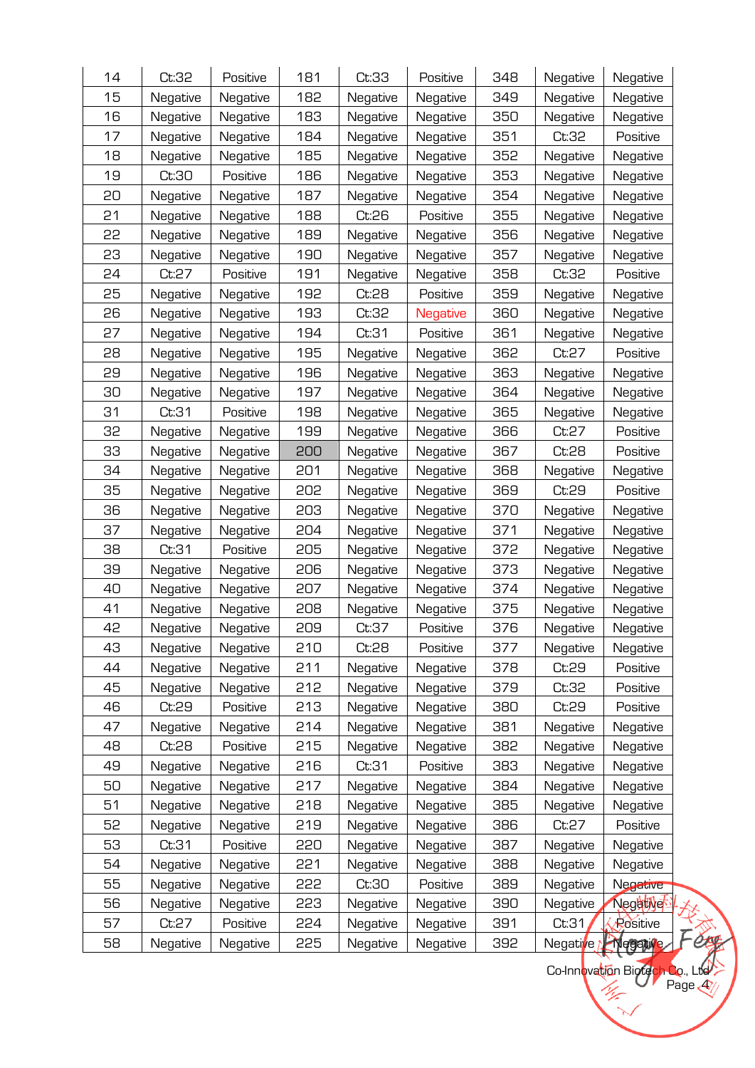| 14 | Ct:32 | Positive | 181 | Ct:33 | Positive | 348 | Negative | Negative |
|---|---|---|---|---|---|---|---|---|
| 15 | Negative | Negative | 182 | Negative | Negative | 349 | Negative | Negative |
| 16 | Negative | Negative | 183 | Negative | Negative | 350 | Negative | Negative |
| 17 | Negative | Negative | 184 | Negative | Negative | 351 | Ct:32 | Positive |
| 18 | Negative | Negative | 185 | Negative | Negative | 352 | Negative | Negative |
| 19 | Ct:30 | Positive | 186 | Negative | Negative | 353 | Negative | Negative |
| 20 | Negative | Negative | 187 | Negative | Negative | 354 | Negative | Negative |
| 21 | Negative | Negative | 188 | Ct:26 | Positive | 355 | Negative | Negative |
| 22 | Negative | Negative | 189 | Negative | Negative | 356 | Negative | Negative |
| 23 | Negative | Negative | 190 | Negative | Negative | 357 | Negative | Negative |
| 24 | Ct:27 | Positive | 191 | Negative | Negative | 358 | Ct:32 | Positive |
| 25 | Negative | Negative | 192 | Ct:28 | Positive | 359 | Negative | Negative |
| 26 | Negative | Negative | 193 | Ct:32 | Negative | 360 | Negative | Negative |
| 27 | Negative | Negative | 194 | Ct:31 | Positive | 361 | Negative | Negative |
| 28 | Negative | Negative | 195 | Negative | Negative | 362 | Ct:27 | Positive |
| 29 | Negative | Negative | 196 | Negative | Negative | 363 | Negative | Negative |
| 30 | Negative | Negative | 197 | Negative | Negative | 364 | Negative | Negative |
| 31 | Ct:31 | Positive | 198 | Negative | Negative | 365 | Negative | Negative |
| 32 | Negative | Negative | 199 | Negative | Negative | 366 | Ct:27 | Positive |
| 33 | Negative | Negative | 200 | Negative | Negative | 367 | Ct:28 | Positive |
| 34 | Negative | Negative | 201 | Negative | Negative | 368 | Negative | Negative |
| 35 | Negative | Negative | 202 | Negative | Negative | 369 | Ct:29 | Positive |
| 36 | Negative | Negative | 203 | Negative | Negative | 370 | Negative | Negative |
| 37 | Negative | Negative | 204 | Negative | Negative | 371 | Negative | Negative |
| 38 | Ct:31 | Positive | 205 | Negative | Negative | 372 | Negative | Negative |
| 39 | Negative | Negative | 206 | Negative | Negative | 373 | Negative | Negative |
| 40 | Negative | Negative | 207 | Negative | Negative | 374 | Negative | Negative |
| 41 | Negative | Negative | 208 | Negative | Negative | 375 | Negative | Negative |
| 42 | Negative | Negative | 209 | Ct:37 | Positive | 376 | Negative | Negative |
| 43 | Negative | Negative | 210 | Ct:28 | Positive | 377 | Negative | Negative |
| 44 | Negative | Negative | 211 | Negative | Negative | 378 | Ct:29 | Positive |
| 45 | Negative | Negative | 212 | Negative | Negative | 379 | Ct:32 | Positive |
| 46 | Ct:29 | Positive | 213 | Negative | Negative | 380 | Ct:29 | Positive |
| 47 | Negative | Negative | 214 | Negative | Negative | 381 | Negative | Negative |
| 48 | Ct:28 | Positive | 215 | Negative | Negative | 382 | Negative | Negative |
| 49 | Negative | Negative | 216 | Ct:31 | Positive | 383 | Negative | Negative |
| 50 | Negative | Negative | 217 | Negative | Negative | 384 | Negative | Negative |
| 51 | Negative | Negative | 218 | Negative | Negative | 385 | Negative | Negative |
| 52 | Negative | Negative | 219 | Negative | Negative | 386 | Ct:27 | Positive |
| 53 | Ct:31 | Positive | 220 | Negative | Negative | 387 | Negative | Negative |
| 54 | Negative | Negative | 221 | Negative | Negative | 388 | Negative | Negative |
| 55 | Negative | Negative | 222 | Ct:30 | Positive | 389 | Negative | Negative |
| 56 | Negative | Negative | 223 | Negative | Negative | 390 | Negative | Negative |
| 57 | Ct:27 | Positive | 224 | Negative | Negative | 391 | Ct:31 | Positive |
| 58 | Negative | Negative | 225 | Negative | Negative | 392 | Negative | Negative |

Co-Innovation Biotech Co., Ltd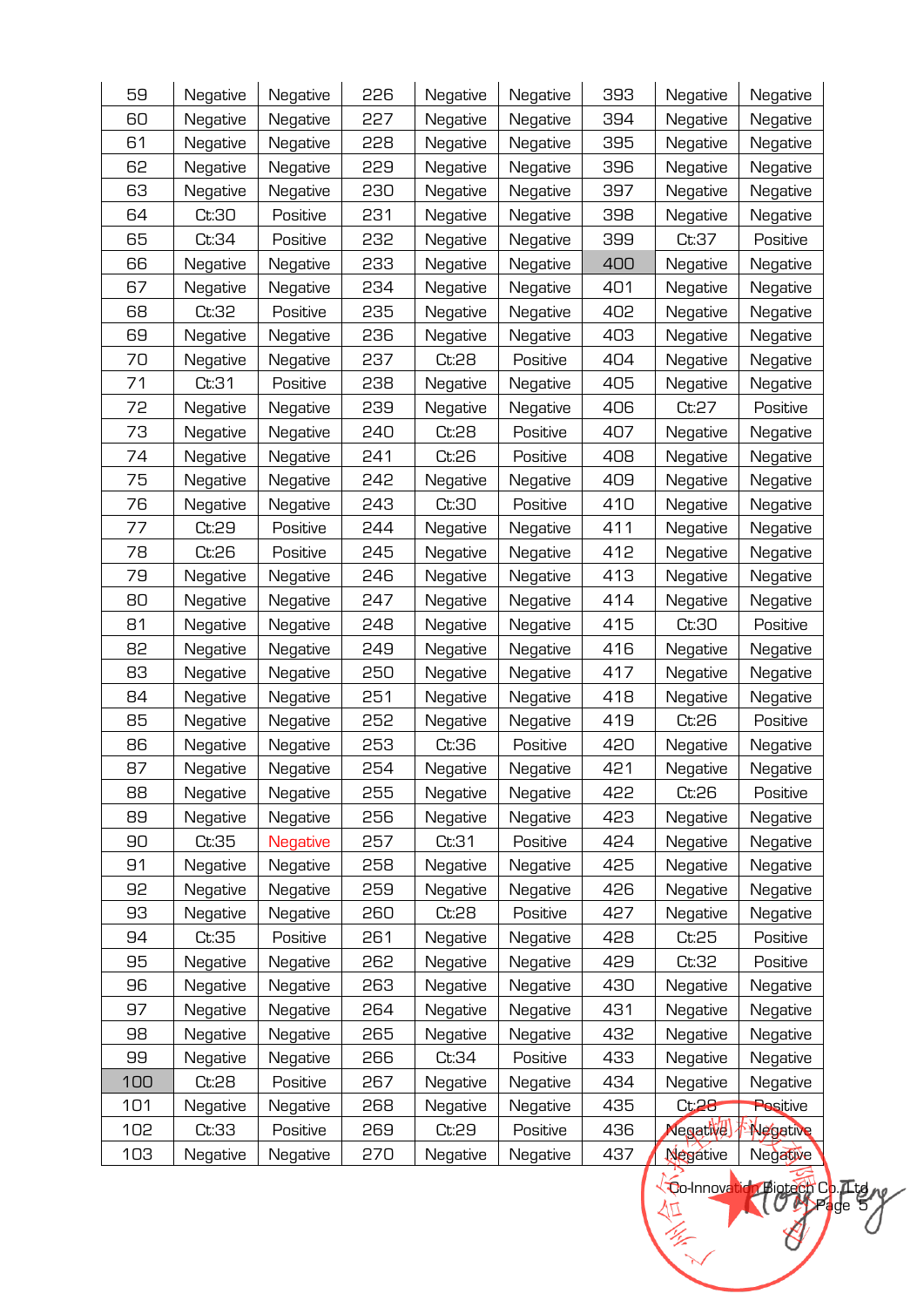| 59 | Negative | Negative | 226 | Negative | Negative | 393 | Negative | Negative |
|---|---|---|---|---|---|---|---|---|
| 60 | Negative | Negative | 227 | Negative | Negative | 394 | Negative | Negative |
| 61 | Negative | Negative | 228 | Negative | Negative | 395 | Negative | Negative |
| 62 | Negative | Negative | 229 | Negative | Negative | 396 | Negative | Negative |
| 63 | Negative | Negative | 230 | Negative | Negative | 397 | Negative | Negative |
| 64 | Ct:30 | Positive | 231 | Negative | Negative | 398 | Negative | Negative |
| 65 | Ct:34 | Positive | 232 | Negative | Negative | 399 | Ct:37 | Positive |
| 66 | Negative | Negative | 233 | Negative | Negative | 400 | Negative | Negative |
| 67 | Negative | Negative | 234 | Negative | Negative | 401 | Negative | Negative |
| 68 | Ct:32 | Positive | 235 | Negative | Negative | 402 | Negative | Negative |
| 69 | Negative | Negative | 236 | Negative | Negative | 403 | Negative | Negative |
| 70 | Negative | Negative | 237 | Ct:28 | Positive | 404 | Negative | Negative |
| 71 | Ct:31 | Positive | 238 | Negative | Negative | 405 | Negative | Negative |
| 72 | Negative | Negative | 239 | Negative | Negative | 406 | Ct:27 | Positive |
| 73 | Negative | Negative | 240 | Ct:28 | Positive | 407 | Negative | Negative |
| 74 | Negative | Negative | 241 | Ct:26 | Positive | 408 | Negative | Negative |
| 75 | Negative | Negative | 242 | Negative | Negative | 409 | Negative | Negative |
| 76 | Negative | Negative | 243 | Ct:30 | Positive | 410 | Negative | Negative |
| 77 | Ct:29 | Positive | 244 | Negative | Negative | 411 | Negative | Negative |
| 78 | Ct:26 | Positive | 245 | Negative | Negative | 412 | Negative | Negative |
| 79 | Negative | Negative | 246 | Negative | Negative | 413 | Negative | Negative |
| 80 | Negative | Negative | 247 | Negative | Negative | 414 | Negative | Negative |
| 81 | Negative | Negative | 248 | Negative | Negative | 415 | Ct:30 | Positive |
| 82 | Negative | Negative | 249 | Negative | Negative | 416 | Negative | Negative |
| 83 | Negative | Negative | 250 | Negative | Negative | 417 | Negative | Negative |
| 84 | Negative | Negative | 251 | Negative | Negative | 418 | Negative | Negative |
| 85 | Negative | Negative | 252 | Negative | Negative | 419 | Ct:26 | Positive |
| 86 | Negative | Negative | 253 | Ct:36 | Positive | 420 | Negative | Negative |
| 87 | Negative | Negative | 254 | Negative | Negative | 421 | Negative | Negative |
| 88 | Negative | Negative | 255 | Negative | Negative | 422 | Ct:26 | Positive |
| 89 | Negative | Negative | 256 | Negative | Negative | 423 | Negative | Negative |
| 90 | Ct:35 | Negative | 257 | Ct:31 | Positive | 424 | Negative | Negative |
| 91 | Negative | Negative | 258 | Negative | Negative | 425 | Negative | Negative |
| 92 | Negative | Negative | 259 | Negative | Negative | 426 | Negative | Negative |
| 93 | Negative | Negative | 260 | Ct:28 | Positive | 427 | Negative | Negative |
| 94 | Ct:35 | Positive | 261 | Negative | Negative | 428 | Ct:25 | Positive |
| 95 | Negative | Negative | 262 | Negative | Negative | 429 | Ct:32 | Positive |
| 96 | Negative | Negative | 263 | Negative | Negative | 430 | Negative | Negative |
| 97 | Negative | Negative | 264 | Negative | Negative | 431 | Negative | Negative |
| 98 | Negative | Negative | 265 | Negative | Negative | 432 | Negative | Negative |
| 99 | Negative | Negative | 266 | Ct:34 | Positive | 433 | Negative | Negative |
| 100 | Ct:28 | Positive | 267 | Negative | Negative | 434 | Negative | Negative |
| 101 | Negative | Negative | 268 | Negative | Negative | 435 | Ct:28 | Positive |
| 102 | Ct:33 | Positive | 269 | Ct:29 | Positive | 436 | Negative | Negative |
| 103 | Negative | Negative | 270 | Negative | Negative | 437 | Negative | Negative |

Co-Innovation Biotech Co.,Ltd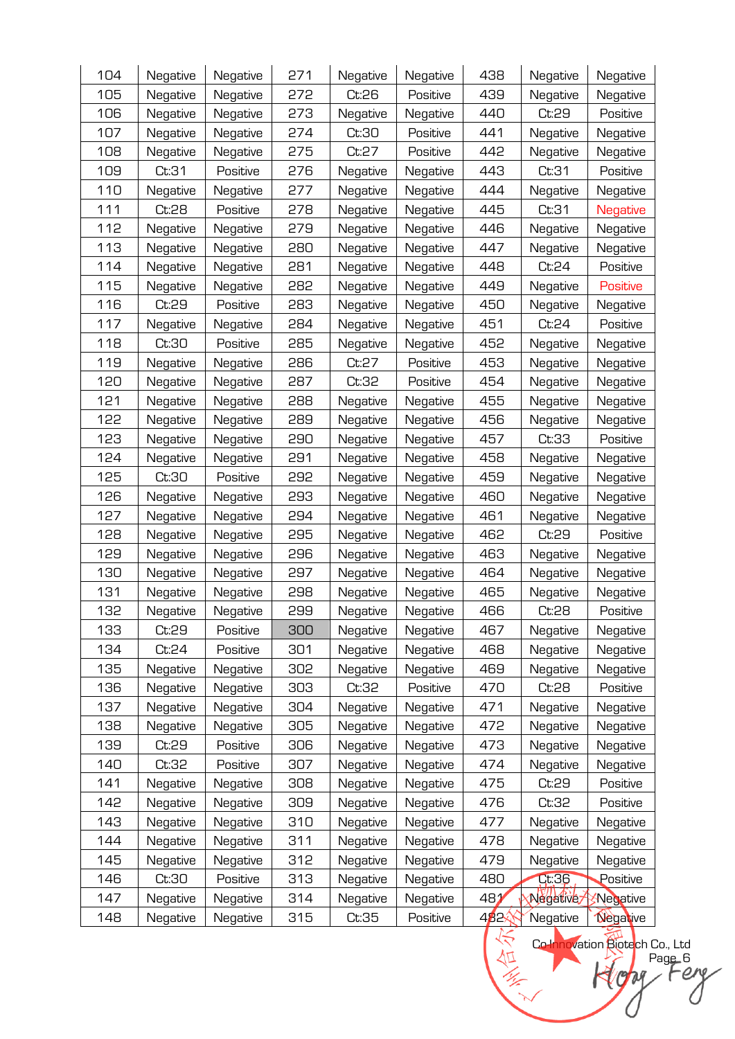| 104 | Negative | Negative | 271 | Negative | Negative | 438 | Negative | Negative |
|---|---|---|---|---|---|---|---|---|
| 105 | Negative | Negative | 272 | Ct:26 | Positive | 439 | Negative | Negative |
| 106 | Negative | Negative | 273 | Negative | Negative | 440 | Ct:29 | Positive |
| 107 | Negative | Negative | 274 | Ct:30 | Positive | 441 | Negative | Negative |
| 108 | Negative | Negative | 275 | Ct:27 | Positive | 442 | Negative | Negative |
| 109 | Ct:31 | Positive | 276 | Negative | Negative | 443 | Ct:31 | Positive |
| 110 | Negative | Negative | 277 | Negative | Negative | 444 | Negative | Negative |
| 111 | Ct:28 | Positive | 278 | Negative | Negative | 445 | Ct:31 | Negative |
| 112 | Negative | Negative | 279 | Negative | Negative | 446 | Negative | Negative |
| 113 | Negative | Negative | 280 | Negative | Negative | 447 | Negative | Negative |
| 114 | Negative | Negative | 281 | Negative | Negative | 448 | Ct:24 | Positive |
| 115 | Negative | Negative | 282 | Negative | Negative | 449 | Negative | Positive |
| 116 | Ct:29 | Positive | 283 | Negative | Negative | 450 | Negative | Negative |
| 117 | Negative | Negative | 284 | Negative | Negative | 451 | Ct:24 | Positive |
| 118 | Ct:30 | Positive | 285 | Negative | Negative | 452 | Negative | Negative |
| 119 | Negative | Negative | 286 | Ct:27 | Positive | 453 | Negative | Negative |
| 120 | Negative | Negative | 287 | Ct:32 | Positive | 454 | Negative | Negative |
| 121 | Negative | Negative | 288 | Negative | Negative | 455 | Negative | Negative |
| 122 | Negative | Negative | 289 | Negative | Negative | 456 | Negative | Negative |
| 123 | Negative | Negative | 290 | Negative | Negative | 457 | Ct:33 | Positive |
| 124 | Negative | Negative | 291 | Negative | Negative | 458 | Negative | Negative |
| 125 | Ct:30 | Positive | 292 | Negative | Negative | 459 | Negative | Negative |
| 126 | Negative | Negative | 293 | Negative | Negative | 460 | Negative | Negative |
| 127 | Negative | Negative | 294 | Negative | Negative | 461 | Negative | Negative |
| 128 | Negative | Negative | 295 | Negative | Negative | 462 | Ct:29 | Positive |
| 129 | Negative | Negative | 296 | Negative | Negative | 463 | Negative | Negative |
| 130 | Negative | Negative | 297 | Negative | Negative | 464 | Negative | Negative |
| 131 | Negative | Negative | 298 | Negative | Negative | 465 | Negative | Negative |
| 132 | Negative | Negative | 299 | Negative | Negative | 466 | Ct:28 | Positive |
| 133 | Ct:29 | Positive | 300 | Negative | Negative | 467 | Negative | Negative |
| 134 | Ct:24 | Positive | 301 | Negative | Negative | 468 | Negative | Negative |
| 135 | Negative | Negative | 302 | Negative | Negative | 469 | Negative | Negative |
| 136 | Negative | Negative | 303 | Ct:32 | Positive | 470 | Ct:28 | Positive |
| 137 | Negative | Negative | 304 | Negative | Negative | 471 | Negative | Negative |
| 138 | Negative | Negative | 305 | Negative | Negative | 472 | Negative | Negative |
| 139 | Ct:29 | Positive | 306 | Negative | Negative | 473 | Negative | Negative |
| 140 | Ct:32 | Positive | 307 | Negative | Negative | 474 | Negative | Negative |
| 141 | Negative | Negative | 308 | Negative | Negative | 475 | Ct:29 | Positive |
| 142 | Negative | Negative | 309 | Negative | Negative | 476 | Ct:32 | Positive |
| 143 | Negative | Negative | 310 | Negative | Negative | 477 | Negative | Negative |
| 144 | Negative | Negative | 311 | Negative | Negative | 478 | Negative | Negative |
| 145 | Negative | Negative | 312 | Negative | Negative | 479 | Negative | Negative |
| 146 | Ct:30 | Positive | 313 | Negative | Negative | 480 | Ct:36 | Positive |
| 147 | Negative | Negative | 314 | Negative | Negative | 481 | Negative | Negative |
| 148 | Negative | Negative | 315 | Ct:35 | Positive | 482 | Negative | Negative |

Co-Innovation Biotech Co., Ltd

Hong Feng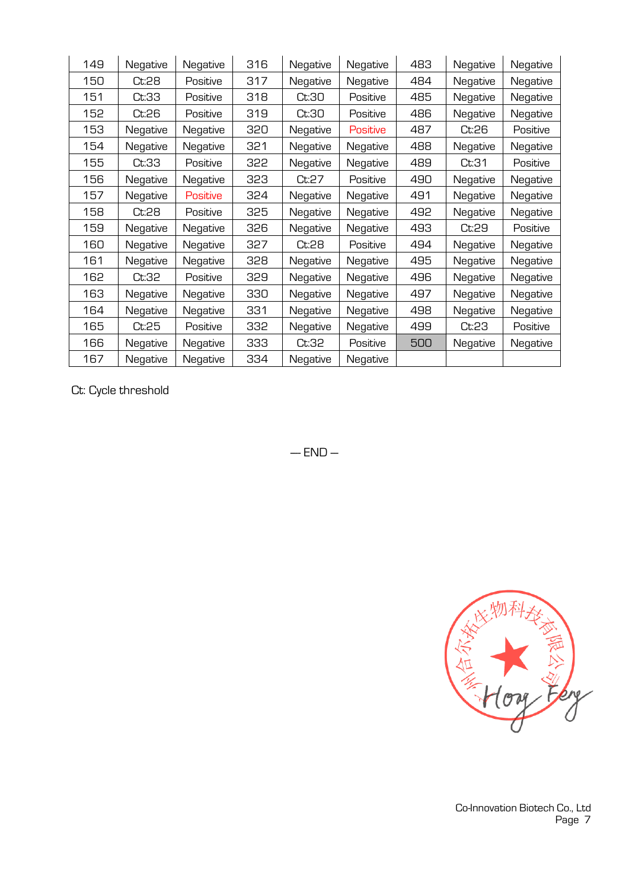| | | | | | | | | |
|---|---|---|---|---|---|---|---|---|
| 149 | Negative | Negative | 316 | Negative | Negative | 483 | Negative | Negative |
| 150 | Ct:28 | Positive | 317 | Negative | Negative | 484 | Negative | Negative |
| 151 | Ct:33 | Positive | 318 | Ct:30 | Positive | 485 | Negative | Negative |
| 152 | Ct:26 | Positive | 319 | Ct:30 | Positive | 486 | Negative | Negative |
| 153 | Negative | Negative | 320 | Negative | Positive | 487 | Ct:26 | Positive |
| 154 | Negative | Negative | 321 | Negative | Negative | 488 | Negative | Negative |
| 155 | Ct:33 | Positive | 322 | Negative | Negative | 489 | Ct:31 | Positive |
| 156 | Negative | Negative | 323 | Ct:27 | Positive | 490 | Negative | Negative |
| 157 | Negative | Positive | 324 | Negative | Negative | 491 | Negative | Negative |
| 158 | Ct:28 | Positive | 325 | Negative | Negative | 492 | Negative | Negative |
| 159 | Negative | Negative | 326 | Negative | Negative | 493 | Ct:29 | Positive |
| 160 | Negative | Negative | 327 | Ct:28 | Positive | 494 | Negative | Negative |
| 161 | Negative | Negative | 328 | Negative | Negative | 495 | Negative | Negative |
| 162 | Ct:32 | Positive | 329 | Negative | Negative | 496 | Negative | Negative |
| 163 | Negative | Negative | 330 | Negative | Negative | 497 | Negative | Negative |
| 164 | Negative | Negative | 331 | Negative | Negative | 498 | Negative | Negative |
| 165 | Ct:25 | Positive | 332 | Negative | Negative | 499 | Ct:23 | Positive |
| 166 | Negative | Negative | 333 | Ct:32 | Positive | 500 | Negative | Negative |
| 167 | Negative | Negative | 334 | Negative | Negative | | | |

Ct: Cycle threshold

— END —

Co-Innovation Biotech Co., Ltd